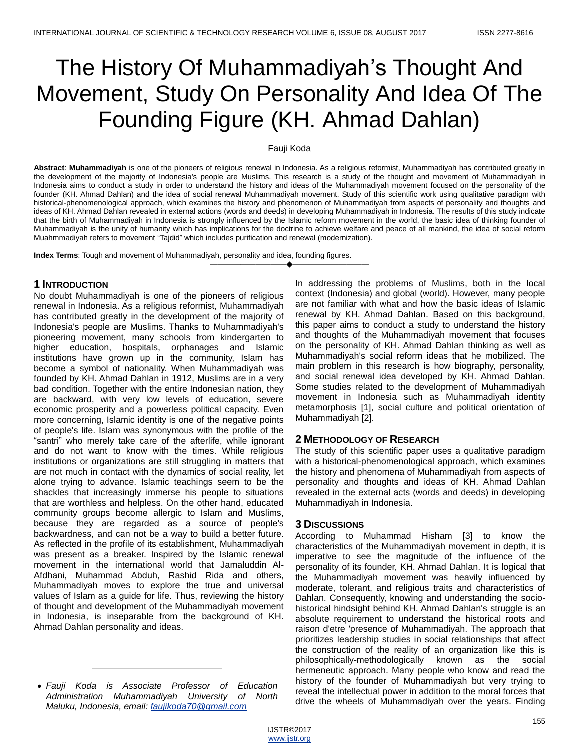# The History Of Muhammadiyah's Thought And Movement, Study On Personality And Idea Of The Founding Figure (KH. Ahmad Dahlan)

Fauji Koda

**Abstract**: **Muhammadiyah** is one of the pioneers of religious renewal in Indonesia. As a religious reformist, Muhammadiyah has contributed greatly in the development of the majority of Indonesia's people are Muslims. This research is a study of the thought and movement of Muhammadiyah in Indonesia aims to conduct a study in order to understand the history and ideas of the Muhammadiyah movement focused on the personality of the founder (KH. Ahmad Dahlan) and the idea of social renewal Muhammadiyah movement. Study of this scientific work using qualitative paradigm with historical-phenomenological approach, which examines the history and phenomenon of Muhammadiyah from aspects of personality and thoughts and ideas of KH. Ahmad Dahlan revealed in external actions (words and deeds) in developing Muhammadiyah in Indonesia. The results of this study indicate that the birth of Muhammadiyah in Indonesia is strongly influenced by the Islamic reform movement in the world, the basic idea of thinking founder of Muhammadiyah is the unity of humanity which has implications for the doctrine to achieve welfare and peace of all mankind, the idea of social reform Muahmmadiyah refers to movement "Tajdid" which includes purification and renewal (modernization).

**Index Terms**: Tough and movement of Muhammadiyah, personality and idea, founding figures.

## 1 Introduction

No doubt Muhammadiyah is one of the pioneers of religious renewal in Indonesia. As a religious reformist, Muhammadiyah has contributed greatly in the development of the majority of Indonesia's people are Muslims. Thanks to Muhammadiyah's pioneering movement, many schools from kindergarten to higher education, hospitals, orphanages and Islamic institutions have grown up in the community, Islam has become a symbol of nationality. When Muhammadiyah was founded by KH. Ahmad Dahlan in 1912, Muslims are in a very bad condition. Together with the entire Indonesian nation, they are backward, with very low levels of education, severe economic prosperity and a powerless political capacity. Even more concerning, Islamic identity is one of the negative points of people's life. Islam was synonymous with the profile of the "santri" who merely take care of the afterlife, while ignorant and do not want to know with the times. While religious institutions or organizations are still struggling in matters that are not much in contact with the dynamics of social reality, let alone trying to advance. Islamic teachings seem to be the shackles that increasingly immerse his people to situations that are worthless and helpless. On the other hand, educated community groups become allergic to Islam and Muslims, because they are regarded as a source of people's backwardness, and can not be a way to build a better future. As reflected in the profile of its establishment, Muhammadiyah was present as a breaker. Inspired by the Islamic renewal movement in the international world that Jamaluddin Al-Afdhani, Muhammad Abduh, Rashid Rida and others, Muhammadiyah moves to explore the true and universal values of Islam as a guide for life. Thus, reviewing the history of thought and development of the Muhammadiyah movement in Indonesia, is inseparable from the background of KH. Ahmad Dahlan personality and ideas.

- *Fauji Koda is Associate Professor of Education Administration Muhammadiyah University of North Maluku, Indonesia, email: faujikoda70@gmail.com*

In addressing the problems of Muslims, both in the local context (Indonesia) and global (world). However, many people are not familiar with what and how the basic ideas of Islamic renewal by KH. Ahmad Dahlan. Based on this background, this paper aims to conduct a study to understand the history and thoughts of the Muhammadiyah movement that focuses on the personality of KH. Ahmad Dahlan thinking as well as Muhammadiyah's social reform ideas that he mobilized. The main problem in this research is how biography, personality, and social renewal idea developed by KH. Ahmad Dahlan. Some studies related to the development of Muhammadiyah movement in Indonesia such as Muhammadiyah identity metamorphosis [1], social culture and political orientation of Muhammadiyah [2].

## 2 Methodology of Research

The study of this scientific paper uses a qualitative paradigm with a historical-phenomenological approach, which examines the history and phenomena of Muhammadiyah from aspects of personality and thoughts and ideas of KH. Ahmad Dahlan revealed in the external acts (words and deeds) in developing Muhammadiyah in Indonesia.

## 3 Discussions

According to Muhammad Hisham [3] to know the characteristics of the Muhammadiyah movement in depth, it is imperative to see the magnitude of the influence of the personality of its founder, KH. Ahmad Dahlan. It is logical that the Muhammadiyah movement was heavily influenced by moderate, tolerant, and religious traits and characteristics of Dahlan. Consequently, knowing and understanding the socio-historical hindsight behind KH. Ahmad Dahlan's struggle is an absolute requirement to understand the historical roots and raison d'etre 'presence of Muhammadiyah. The approach that prioritizes leadership studies in social relationships that affect the construction of the reality of an organization like this is philosophically-methodologically known as the social hermeneutic approach. Many people who know and read the history of the founder of Muhammadiyah but very trying to reveal the intellectual power in addition to the moral forces that drive the wheels of Muhammadiyah over the years. Finding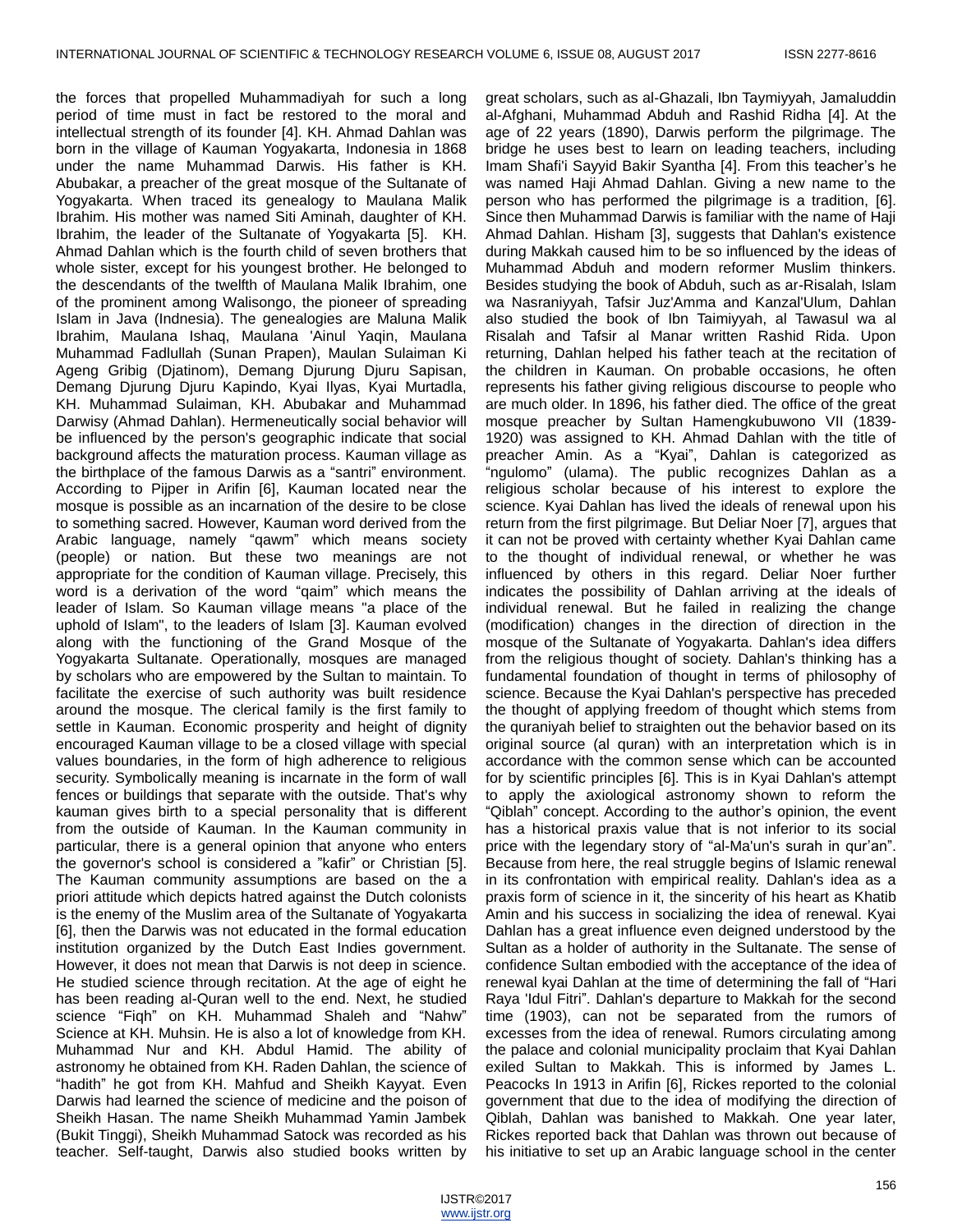the forces that propelled Muhammadiyah for such a long period of time must in fact be restored to the moral and intellectual strength of its founder [4]. KH. Ahmad Dahlan was born in the village of Kauman Yogyakarta, Indonesia in 1868 under the name Muhammad Darwis. His father is KH. Abubakar, a preacher of the great mosque of the Sultanate of Yogyakarta. When traced its genealogy to Maulana Malik Ibrahim. His mother was named Siti Aminah, daughter of KH. Ibrahim, the leader of the Sultanate of Yogyakarta [5]. KH. Ahmad Dahlan which is the fourth child of seven brothers that whole sister, except for his youngest brother. He belonged to the descendants of the twelfth of Maulana Malik Ibrahim, one of the prominent among Walisongo, the pioneer of spreading Islam in Java (Indnesia). The genealogies are Maluna Malik Ibrahim, Maulana Ishaq, Maulana 'Ainul Yaqin, Maulana Muhammad Fadlullah (Sunan Prapen), Maulan Sulaiman Ki Ageng Gribig (Djatinom), Demang Djurung Djuru Sapisan, Demang Djurung Djuru Kapindo, Kyai Ilyas, Kyai Murtadla, KH. Muhammad Sulaiman, KH. Abubakar and Muhammad Darwisy (Ahmad Dahlan). Hermeneutically social behavior will be influenced by the person's geographic indicate that social background affects the maturation process. Kauman village as the birthplace of the famous Darwis as a "santri" environment. According to Pijper in Arifin [6], Kauman located near the mosque is possible as an incarnation of the desire to be close to something sacred. However, Kauman word derived from the Arabic language, namely "qawm" which means society (people) or nation. But these two meanings are not appropriate for the condition of Kauman village. Precisely, this word is a derivation of the word "qaim" which means the leader of Islam. So Kauman village means "a place of the uphold of Islam", to the leaders of Islam [3]. Kauman evolved along with the functioning of the Grand Mosque of the Yogyakarta Sultanate. Operationally, mosques are managed by scholars who are empowered by the Sultan to maintain. To facilitate the exercise of such authority was built residence around the mosque. The clerical family is the first family to settle in Kauman. Economic prosperity and height of dignity encouraged Kauman village to be a closed village with special values boundaries, in the form of high adherence to religious security. Symbolically meaning is incarnate in the form of wall fences or buildings that separate with the outside. That's why kauman gives birth to a special personality that is different from the outside of Kauman. In the Kauman community in particular, there is a general opinion that anyone who enters the governor's school is considered a "kafir" or Christian [5]. The Kauman community assumptions are based on the a priori attitude which depicts hatred against the Dutch colonists is the enemy of the Muslim area of the Sultanate of Yogyakarta [6], then the Darwis was not educated in the formal education institution organized by the Dutch East Indies government. However, it does not mean that Darwis is not deep in science. He studied science through recitation. At the age of eight he has been reading al-Quran well to the end. Next, he studied science "Fiqh" on KH. Muhammad Shaleh and "Nahw" Science at KH. Muhsin. He is also a lot of knowledge from KH. Muhammad Nur and KH. Abdul Hamid. The ability of astronomy he obtained from KH. Raden Dahlan, the science of "hadith" he got from KH. Mahfud and Sheikh Kayyat. Even Darwis had learned the science of medicine and the poison of Sheikh Hasan. The name Sheikh Muhammad Yamin Jambek (Bukit Tinggi), Sheikh Muhammad Satock was recorded as his teacher. Self-taught, Darwis also studied books written by great scholars, such as al-Ghazali, Ibn Taymiyyah, Jamaluddin al-Afghani, Muhammad Abduh and Rashid Ridha [4]. At the age of 22 years (1890), Darwis perform the pilgrimage. The bridge he uses best to learn on leading teachers, including Imam Shafi'i Sayyid Bakir Syantha [4]. From this teacher's he was named Haji Ahmad Dahlan. Giving a new name to the person who has performed the pilgrimage is a tradition, [6]. Since then Muhammad Darwis is familiar with the name of Haji Ahmad Dahlan. Hisham [3], suggests that Dahlan's existence during Makkah caused him to be so influenced by the ideas of Muhammad Abduh and modern reformer Muslim thinkers. Besides studying the book of Abduh, such as ar-Risalah, Islam wa Nasraniyyah, Tafsir Juz'Amma and Kanzal'Ulum, Dahlan also studied the book of Ibn Taimiyyah, al Tawasul wa al Risalah and Tafsir al Manar written Rashid Rida. Upon returning, Dahlan helped his father teach at the recitation of the children in Kauman. On probable occasions, he often represents his father giving religious discourse to people who are much older. In 1896, his father died. The office of the great mosque preacher by Sultan Hamengkubuwono VII (1839-1920) was assigned to KH. Ahmad Dahlan with the title of preacher Amin. As a "Kyai", Dahlan is categorized as "ngulomo" (ulama). The public recognizes Dahlan as a religious scholar because of his interest to explore the science. Kyai Dahlan has lived the ideals of renewal upon his return from the first pilgrimage. But Deliar Noer [7], argues that it can not be proved with certainty whether Kyai Dahlan came to the thought of individual renewal, or whether he was influenced by others in this regard. Deliar Noer further indicates the possibility of Dahlan arriving at the ideals of individual renewal. But he failed in realizing the change (modification) changes in the direction of direction in the mosque of the Sultanate of Yogyakarta. Dahlan's idea differs from the religious thought of society. Dahlan's thinking has a fundamental foundation of thought in terms of philosophy of science. Because the Kyai Dahlan's perspective has preceded the thought of applying freedom of thought which stems from the quraniyah belief to straighten out the behavior based on its original source (al quran) with an interpretation which is in accordance with the common sense which can be accounted for by scientific principles [6]. This is in Kyai Dahlan's attempt to apply the axiological astronomy shown to reform the "Qiblah" concept. According to the author's opinion, the event has a historical praxis value that is not inferior to its social price with the legendary story of "al-Ma'un's surah in qur'an". Because from here, the real struggle begins of Islamic renewal in its confrontation with empirical reality. Dahlan's idea as a praxis form of science in it, the sincerity of his heart as Khatib Amin and his success in socializing the idea of renewal. Kyai Dahlan has a great influence even deigned understood by the Sultan as a holder of authority in the Sultanate. The sense of confidence Sultan embodied with the acceptance of the idea of renewal kyai Dahlan at the time of determining the fall of "Hari Raya 'Idul Fitri". Dahlan's departure to Makkah for the second time (1903), can not be separated from the rumors of excesses from the idea of renewal. Rumors circulating among the palace and colonial municipality proclaim that Kyai Dahlan exiled Sultan to Makkah. This is informed by James L. Peacocks In 1913 in Arifin [6], Rickes reported to the colonial government that due to the idea of modifying the direction of Qiblah, Dahlan was banished to Makkah. One year later, Rickes reported back that Dahlan was thrown out because of his initiative to set up an Arabic language school in the center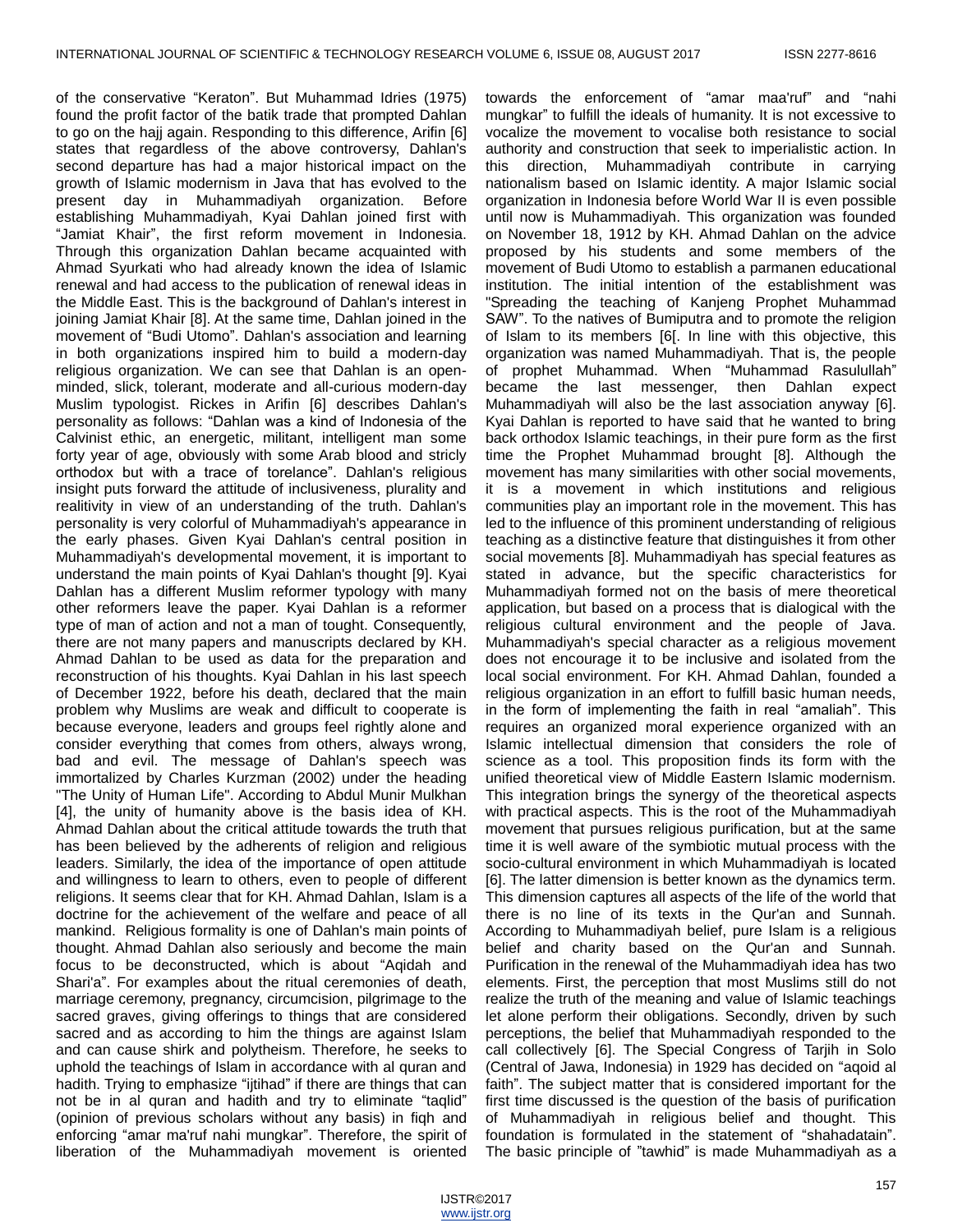of the conservative "Keraton". But Muhammad Idries (1975) found the profit factor of the batik trade that prompted Dahlan to go on the hajj again. Responding to this difference, Arifin [6] states that regardless of the above controversy, Dahlan's second departure has had a major historical impact on the growth of Islamic modernism in Java that has evolved to the present day in Muhammadiyah organization. Before establishing Muhammadiyah, Kyai Dahlan joined first with "Jamiat Khair", the first reform movement in Indonesia. Through this organization Dahlan became acquainted with Ahmad Syurkati who had already known the idea of Islamic renewal and had access to the publication of renewal ideas in the Middle East. This is the background of Dahlan's interest in joining Jamiat Khair [8]. At the same time, Dahlan joined in the movement of "Budi Utomo". Dahlan's association and learning in both organizations inspired him to build a modern-day religious organization. We can see that Dahlan is an open-minded, slick, tolerant, moderate and all-curious modern-day Muslim typologist. Rickes in Arifin [6] describes Dahlan's personality as follows: "Dahlan was a kind of Indonesia of the Calvinist ethic, an energetic, militant, intelligent man some forty year of age, obviously with some Arab blood and stricly orthodox but with a trace of torelance". Dahlan's religious insight puts forward the attitude of inclusiveness, plurality and realitivity in view of an understanding of the truth. Dahlan's personality is very colorful of Muhammadiyah's appearance in the early phases. Given Kyai Dahlan's central position in Muhammadiyah's developmental movement, it is important to understand the main points of Kyai Dahlan's thought [9]. Kyai Dahlan has a different Muslim reformer typology with many other reformers leave the paper. Kyai Dahlan is a reformer type of man of action and not a man of tought. Consequently, there are not many papers and manuscripts declared by KH. Ahmad Dahlan to be used as data for the preparation and reconstruction of his thoughts. Kyai Dahlan in his last speech of December 1922, before his death, declared that the main problem why Muslims are weak and difficult to cooperate is because everyone, leaders and groups feel rightly alone and consider everything that comes from others, always wrong, bad and evil. The message of Dahlan's speech was immortalized by Charles Kurzman (2002) under the heading "The Unity of Human Life". According to Abdul Munir Mulkhan [4], the unity of humanity above is the basis idea of KH. Ahmad Dahlan about the critical attitude towards the truth that has been believed by the adherents of religion and religious leaders. Similarly, the idea of the importance of open attitude and willingness to learn to others, even to people of different religions. It seems clear that for KH. Ahmad Dahlan, Islam is a doctrine for the achievement of the welfare and peace of all mankind. Religious formality is one of Dahlan's main points of thought. Ahmad Dahlan also seriously and become the main focus to be deconstructed, which is about "Aqidah and Shari'a". For examples about the ritual ceremonies of death, marriage ceremony, pregnancy, circumcision, pilgrimage to the sacred graves, giving offerings to things that are considered sacred and as according to him the things are against Islam and can cause shirk and polytheism. Therefore, he seeks to uphold the teachings of Islam in accordance with al quran and hadith. Trying to emphasize "ijtihad" if there are things that can not be in al quran and hadith and try to eliminate "taqlid" (opinion of previous scholars without any basis) in fiqh and enforcing "amar ma'ruf nahi mungkar". Therefore, the spirit of liberation of the Muhammadiyah movement is oriented towards the enforcement of "amar maa'ruf" and "nahi mungkar" to fulfill the ideals of humanity. It is not excessive to vocalize the movement to vocalise both resistance to social authority and construction that seek to imperialistic action. In this direction, Muhammadiyah contribute in carrying nationalism based on Islamic identity. A major Islamic social organization in Indonesia before World War II is even possible until now is Muhammadiyah. This organization was founded on November 18, 1912 by KH. Ahmad Dahlan on the advice proposed by his students and some members of the movement of Budi Utomo to establish a parmanen educational institution. The initial intention of the establishment was "Spreading the teaching of Kanjeng Prophet Muhammad SAW". To the natives of Bumiputra and to promote the religion of Islam to its members [6[. In line with this objective, this organization was named Muhammadiyah. That is, the people of prophet Muhammad. When "Muhammad Rasulullah" became the last messenger, then Dahlan expect Muhammadiyah will also be the last association anyway [6]. Kyai Dahlan is reported to have said that he wanted to bring back orthodox Islamic teachings, in their pure form as the first time the Prophet Muhammad brought [8]. Although the movement has many similarities with other social movements, it is a movement in which institutions and religious communities play an important role in the movement. This has led to the influence of this prominent understanding of religious teaching as a distinctive feature that distinguishes it from other social movements [8]. Muhammadiyah has special features as stated in advance, but the specific characteristics for Muhammadiyah formed not on the basis of mere theoretical application, but based on a process that is dialogical with the religious cultural environment and the people of Java. Muhammadiyah's special character as a religious movement does not encourage it to be inclusive and isolated from the local social environment. For KH. Ahmad Dahlan, founded a religious organization in an effort to fulfill basic human needs, in the form of implementing the faith in real "amaliah". This requires an organized moral experience organized with an Islamic intellectual dimension that considers the role of science as a tool. This proposition finds its form with the unified theoretical view of Middle Eastern Islamic modernism. This integration brings the synergy of the theoretical aspects with practical aspects. This is the root of the Muhammadiyah movement that pursues religious purification, but at the same time it is well aware of the symbiotic mutual process with the socio-cultural environment in which Muhammadiyah is located [6]. The latter dimension is better known as the dynamics term. This dimension captures all aspects of the life of the world that there is no line of its texts in the Qur'an and Sunnah. According to Muhammadiyah belief, pure Islam is a religious belief and charity based on the Qur'an and Sunnah. Purification in the renewal of the Muhammadiyah idea has two elements. First, the perception that most Muslims still do not realize the truth of the meaning and value of Islamic teachings let alone perform their obligations. Secondly, driven by such perceptions, the belief that Muhammadiyah responded to the call collectively [6]. The Special Congress of Tarjih in Solo (Central of Jawa, Indonesia) in 1929 has decided on "aqoid al faith". The subject matter that is considered important for the first time discussed is the question of the basis of purification of Muhammadiyah in religious belief and thought. This foundation is formulated in the statement of "shahadatain". The basic principle of "tawhid" is made Muhammadiyah as a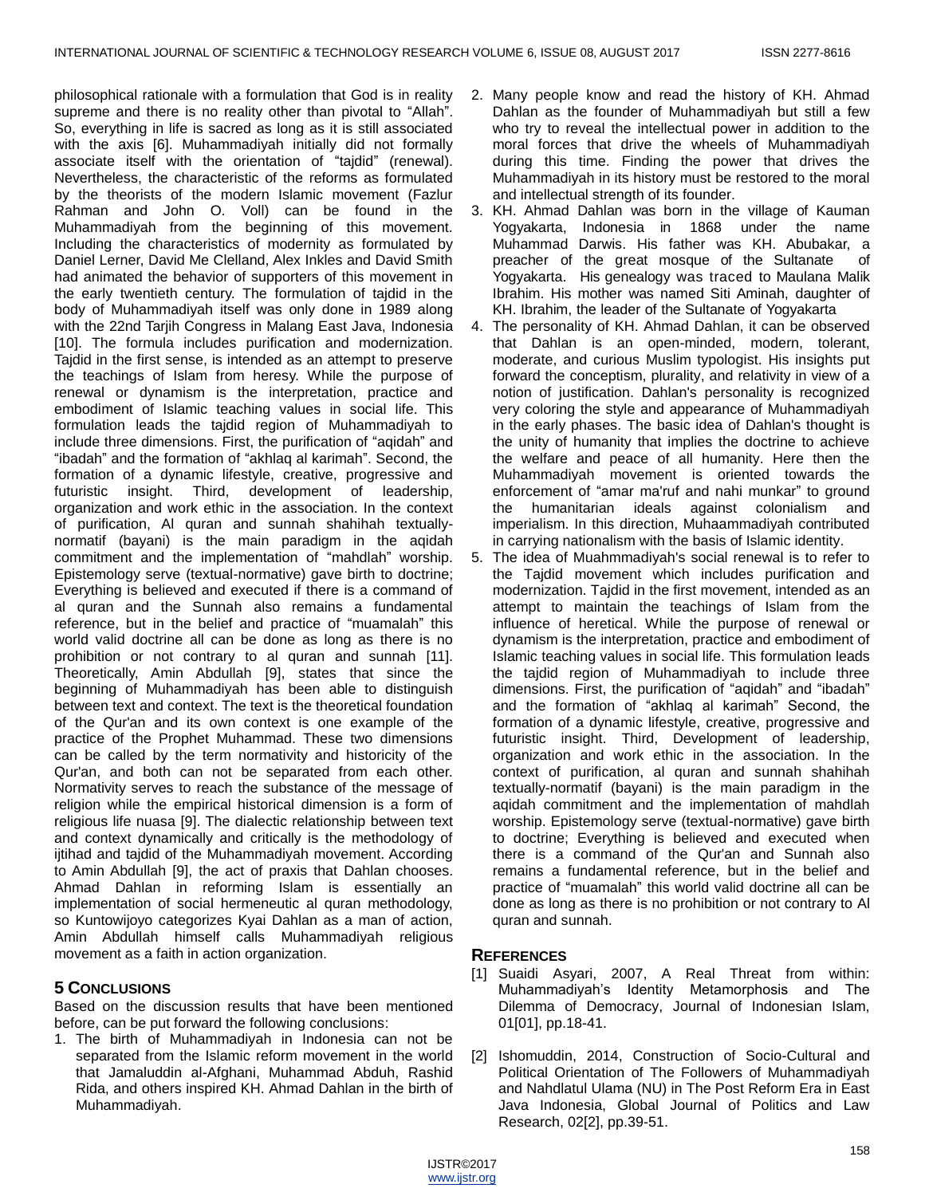philosophical rationale with a formulation that God is in reality supreme and there is no reality other than pivotal to "Allah". So, everything in life is sacred as long as it is still associated with the axis [6]. Muhammadiyah initially did not formally associate itself with the orientation of "tajdid" (renewal). Nevertheless, the characteristic of the reforms as formulated by the theorists of the modern Islamic movement (Fazlur Rahman and John O. Voll) can be found in the Muhammadiyah from the beginning of this movement. Including the characteristics of modernity as formulated by Daniel Lerner, David Me Clelland, Alex Inkles and David Smith had animated the behavior of supporters of this movement in the early twentieth century. The formulation of tajdid in the body of Muhammadiyah itself was only done in 1989 along with the 22nd Tarjih Congress in Malang East Java, Indonesia [10]. The formula includes purification and modernization. Tajdid in the first sense, is intended as an attempt to preserve the teachings of Islam from heresy. While the purpose of renewal or dynamism is the interpretation, practice and embodiment of Islamic teaching values in social life. This formulation leads the tajdid region of Muhammadiyah to include three dimensions. First, the purification of "aqidah" and "ibadah" and the formation of "akhlaq al karimah". Second, the formation of a dynamic lifestyle, creative, progressive and futuristic insight. Third, development of leadership, organization and work ethic in the association. In the context of purification, Al quran and sunnah shahihah textually-normatif (bayani) is the main paradigm in the aqidah commitment and the implementation of "mahdlah" worship. Epistemology serve (textual-normative) gave birth to doctrine; Everything is believed and executed if there is a command of al quran and the Sunnah also remains a fundamental reference, but in the belief and practice of "muamalah" this world valid doctrine all can be done as long as there is no prohibition or not contrary to al quran and sunnah [11]. Theoretically, Amin Abdullah [9], states that since the beginning of Muhammadiyah has been able to distinguish between text and context. The text is the theoretical foundation of the Qur'an and its own context is one example of the practice of the Prophet Muhammad. These two dimensions can be called by the term normativity and historicity of the Qur'an, and both can not be separated from each other. Normativity serves to reach the substance of the message of religion while the empirical historical dimension is a form of religious life nuasa [9]. The dialectic relationship between text and context dynamically and critically is the methodology of ijtihad and tajdid of the Muhammadiyah movement. According to Amin Abdullah [9], the act of praxis that Dahlan chooses. Ahmad Dahlan in reforming Islam is essentially an implementation of social hermeneutic al quran methodology, so Kuntowijoyo categorizes Kyai Dahlan as a man of action, Amin Abdullah himself calls Muhammadiyah religious movement as a faith in action organization.

## 5 Conclusions

Based on the discussion results that have been mentioned before, can be put forward the following conclusions:

1. The birth of Muhammadiyah in Indonesia can not be separated from the Islamic reform movement in the world that Jamaluddin al-Afghani, Muhammad Abduh, Rashid Rida, and others inspired KH. Ahmad Dahlan in the birth of Muhammadiyah.
2. Many people know and read the history of KH. Ahmad Dahlan as the founder of Muhammadiyah but still a few who try to reveal the intellectual power in addition to the moral forces that drive the wheels of Muhammadiyah during this time. Finding the power that drives the Muhammadiyah in its history must be restored to the moral and intellectual strength of its founder.
3. KH. Ahmad Dahlan was born in the village of Kauman Yogyakarta, Indonesia in 1868 under the name Muhammad Darwis. His father was KH. Abubakar, a preacher of the great mosque of the Sultanate of Yogyakarta. His genealogy was traced to Maulana Malik Ibrahim. His mother was named Siti Aminah, daughter of KH. Ibrahim, the leader of the Sultanate of Yogyakarta
4. The personality of KH. Ahmad Dahlan, it can be observed that Dahlan is an open-minded, modern, tolerant, moderate, and curious Muslim typologist. His insights put forward the conceptism, plurality, and relativity in view of a notion of justification. Dahlan's personality is recognized very coloring the style and appearance of Muhammadiyah in the early phases. The basic idea of Dahlan's thought is the unity of humanity that implies the doctrine to achieve the welfare and peace of all humanity. Here then the Muhammadiyah movement is oriented towards the enforcement of "amar ma'ruf and nahi munkar" to ground the humanitarian ideals against colonialism and imperialism. In this direction, Muhaammadiyah contributed in carrying nationalism with the basis of Islamic identity.
5. The idea of Muahmmadiyah's social renewal is to refer to the Tajdid movement which includes purification and modernization. Tajdid in the first movement, intended as an attempt to maintain the teachings of Islam from the influence of heretical. While the purpose of renewal or dynamism is the interpretation, practice and embodiment of Islamic teaching values in social life. This formulation leads the tajdid region of Muhammadiyah to include three dimensions. First, the purification of "aqidah" and "ibadah" and the formation of "akhlaq al karimah" Second, the formation of a dynamic lifestyle, creative, progressive and futuristic insight. Third, Development of leadership, organization and work ethic in the association. In the context of purification, al quran and sunnah shahihah textually-normatif (bayani) is the main paradigm in the aqidah commitment and the implementation of mahdlah worship. Epistemology serve (textual-normative) gave birth to doctrine; Everything is believed and executed when there is a command of the Qur'an and Sunnah also remains a fundamental reference, but in the belief and practice of "muamalah" this world valid doctrine all can be done as long as there is no prohibition or not contrary to Al quran and sunnah.

## References

[1] Suaidi Asyari, 2007, A Real Threat from within: Muhammadiyah's Identity Metamorphosis and The Dilemma of Democracy, Journal of Indonesian Islam, 01[01], pp.18-41.

[2] Ishomuddin, 2014, Construction of Socio-Cultural and Political Orientation of The Followers of Muhammadiyah and Nahdlatul Ulama (NU) in The Post Reform Era in East Java Indonesia, Global Journal of Politics and Law Research, 02[2], pp.39-51.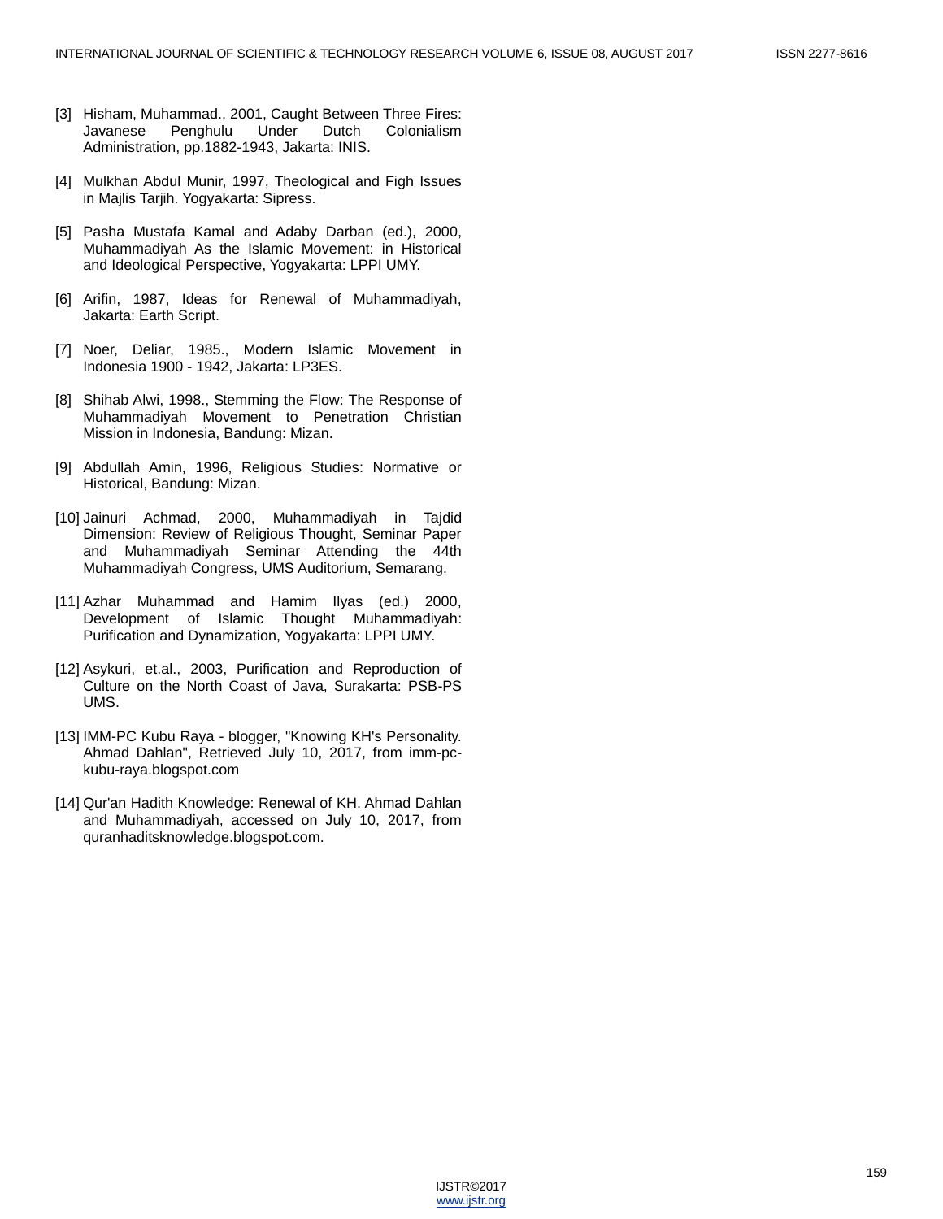[3] Hisham, Muhammad., 2001, Caught Between Three Fires: Javanese Penghulu Under Dutch Colonialism Administration, pp.1882-1943, Jakarta: INIS.

[4] Mulkhan Abdul Munir, 1997, Theological and Figh Issues in Majlis Tarjih. Yogyakarta: Sipress.

[5] Pasha Mustafa Kamal and Adaby Darban (ed.), 2000, Muhammadiyah As the Islamic Movement: in Historical and Ideological Perspective, Yogyakarta: LPPI UMY.

[6] Arifin, 1987, Ideas for Renewal of Muhammadiyah, Jakarta: Earth Script.

[7] Noer, Deliar, 1985., Modern Islamic Movement in Indonesia 1900 - 1942, Jakarta: LP3ES.

[8] Shihab Alwi, 1998., Stemming the Flow: The Response of Muhammadiyah Movement to Penetration Christian Mission in Indonesia, Bandung: Mizan.

[9] Abdullah Amin, 1996, Religious Studies: Normative or Historical, Bandung: Mizan.

[10] Jainuri Achmad, 2000, Muhammadiyah in Tajdid Dimension: Review of Religious Thought, Seminar Paper and Muhammadiyah Seminar Attending the 44th Muhammadiyah Congress, UMS Auditorium, Semarang.

[11] Azhar Muhammad and Hamim Ilyas (ed.) 2000, Development of Islamic Thought Muhammadiyah: Purification and Dynamization, Yogyakarta: LPPI UMY.

[12] Asykuri, et.al., 2003, Purification and Reproduction of Culture on the North Coast of Java, Surakarta: PSB-PS UMS.

[13] IMM-PC Kubu Raya - blogger, "Knowing KH's Personality. Ahmad Dahlan", Retrieved July 10, 2017, from imm-pc-kubu-raya.blogspot.com

[14] Qur'an Hadith Knowledge: Renewal of KH. Ahmad Dahlan and Muhammadiyah, accessed on July 10, 2017, from quranhaditsknowledge.blogspot.com.